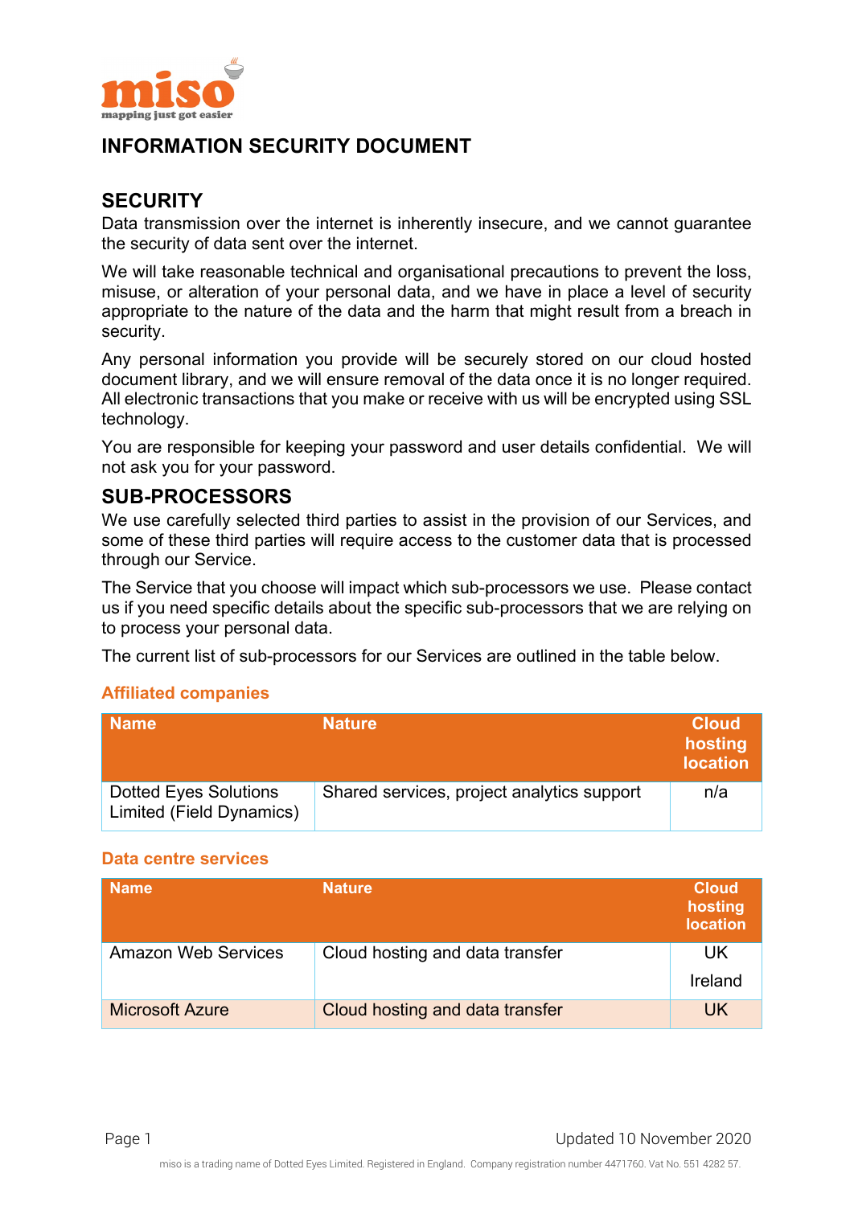# INFORMATION SECURITY DOCUMENT

## SECURITY

Data transmission over the internet is inherently insecure, and we cannot guarantee the security of data sent over the internet.

We will take reasonable technical and organisational precautions to prevent the loss, misuse, or alteration of your personal data, and we have in place a level of security appropriate to the nature of the data and the harm that might result from a breach in security.

Any personal information you provide will be securely stored on our cloud hosted document library, and we will ensure removal of the data once it is no longer required. All electronic transactions that you make or receive with us will be encrypted using SSL technology.

You are responsible for keeping your password and user details confidential. We will not ask you for your password.

## SUB-PROCESSORS

We use carefully selected third parties to assist in the provision of our Services, and some of these third parties will require access to the customer data that is processed through our Service.

The Service that you choose will impact which sub-processors we use. Please contact us if you need specific details about the specific sub-processors that we are relying on to process your personal data.

The current list of sub-processors for our Services are outlined in the table below.

### Affiliated companies

| Name | Nature | Cloud hosting location |
|---|---|---|
| Dotted Eyes Solutions Limited (Field Dynamics) | Shared services, project analytics support | n/a |

### Data centre services

| Name | Nature | Cloud hosting location |
|---|---|---|
| Amazon Web Services | Cloud hosting and data transfer | UK<br>Ireland |
| Microsoft Azure | Cloud hosting and data transfer | UK |

Updated 10 November 2020

miso is a trading name of Dotted Eyes Limited. Registered in England. Company registration number 4471760. Vat No. 551 4282 57.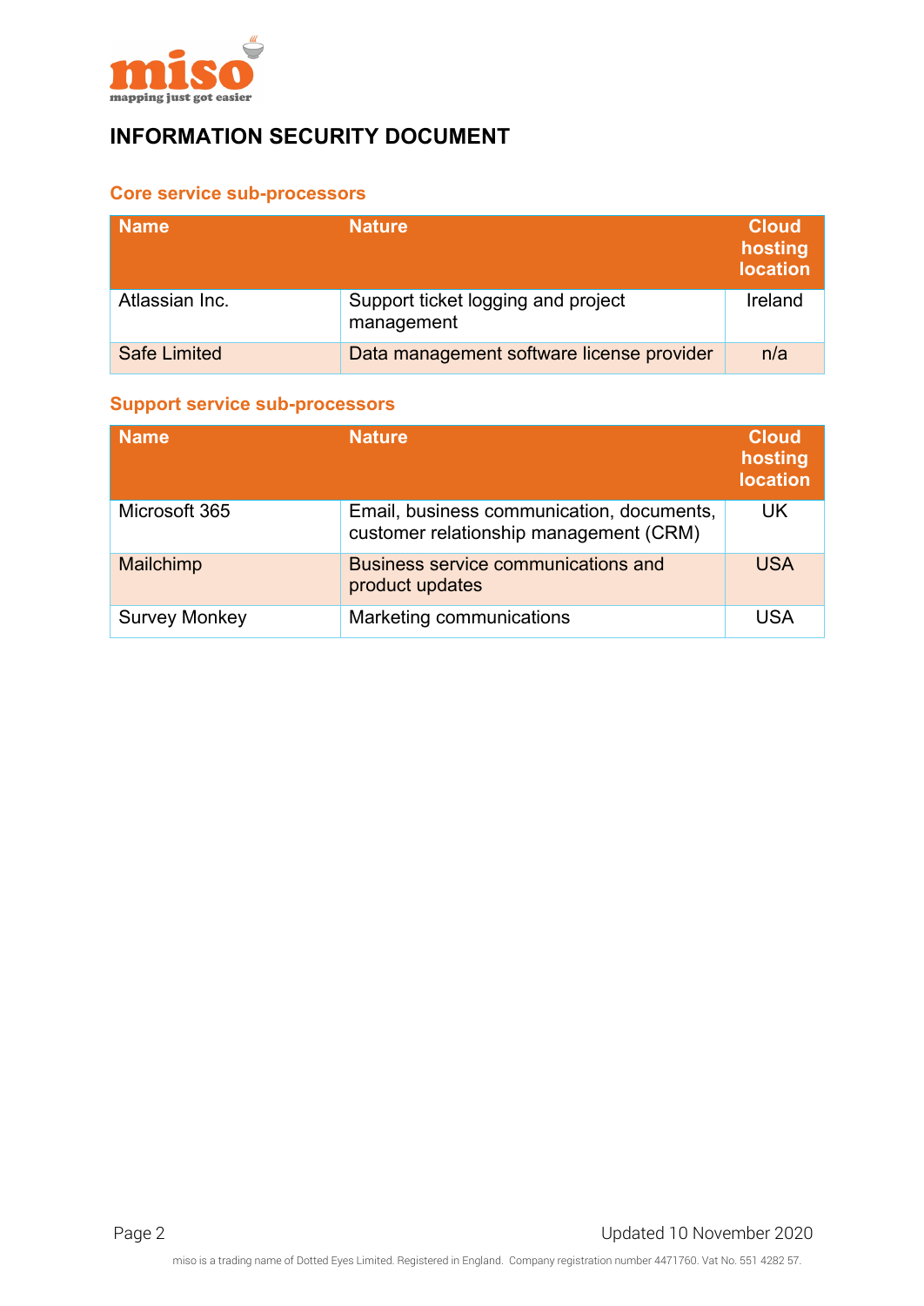# INFORMATION SECURITY DOCUMENT

## Core service sub-processors

| Name | Nature | Cloud hosting location |
|---|---|---|
| Atlassian Inc. | Support ticket logging and project management | Ireland |
| Safe Limited | Data management software license provider | n/a |

## Support service sub-processors

| Name | Nature | Cloud hosting location |
|---|---|---|
| Microsoft 365 | Email, business communication, documents, customer relationship management (CRM) | UK |
| Mailchimp | Business service communications and product updates | USA |
| Survey Monkey | Marketing communications | USA |

Updated 10 November 2020

miso is a trading name of Dotted Eyes Limited. Registered in England. Company registration number 4471760. Vat No. 551 4282 57.